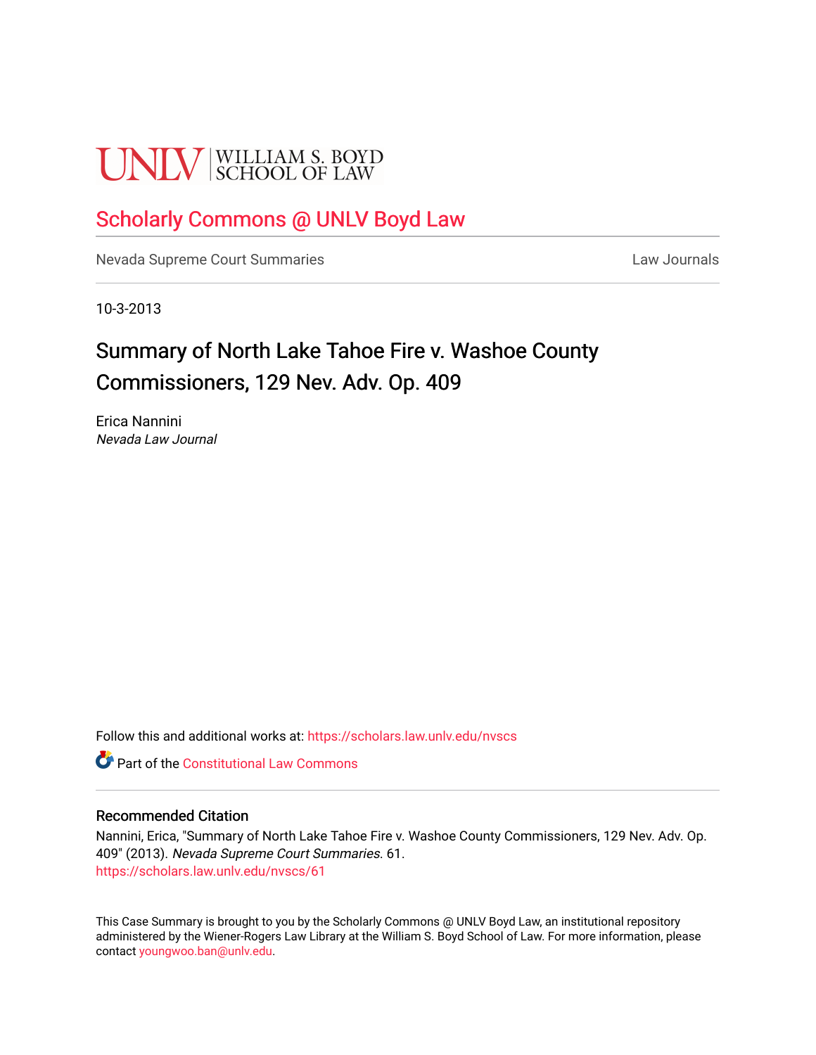UNLV | WILLIAM S. BOYD SCHOOL OF LAW

# Scholarly Commons @ UNLV Boyd Law

Nevada Supreme Court Summaries

Law Journals

10-3-2013

## Summary of North Lake Tahoe Fire v. Washoe County Commissioners, 129 Nev. Adv. Op. 409

Erica Nannini

*Nevada Law Journal*

Follow this and additional works at: https://scholars.law.unlv.edu/nvscs

Part of the Constitutional Law Commons

### Recommended Citation

Nannini, Erica, "Summary of North Lake Tahoe Fire v. Washoe County Commissioners, 129 Nev. Adv. Op. 409" (2013). *Nevada Supreme Court Summaries.* 61.
https://scholars.law.unlv.edu/nvscs/61

This Case Summary is brought to you by the Scholarly Commons @ UNLV Boyd Law, an institutional repository administered by the Wiener-Rogers Law Library at the William S. Boyd School of Law. For more information, please contact youngwoo.ban@unlv.edu.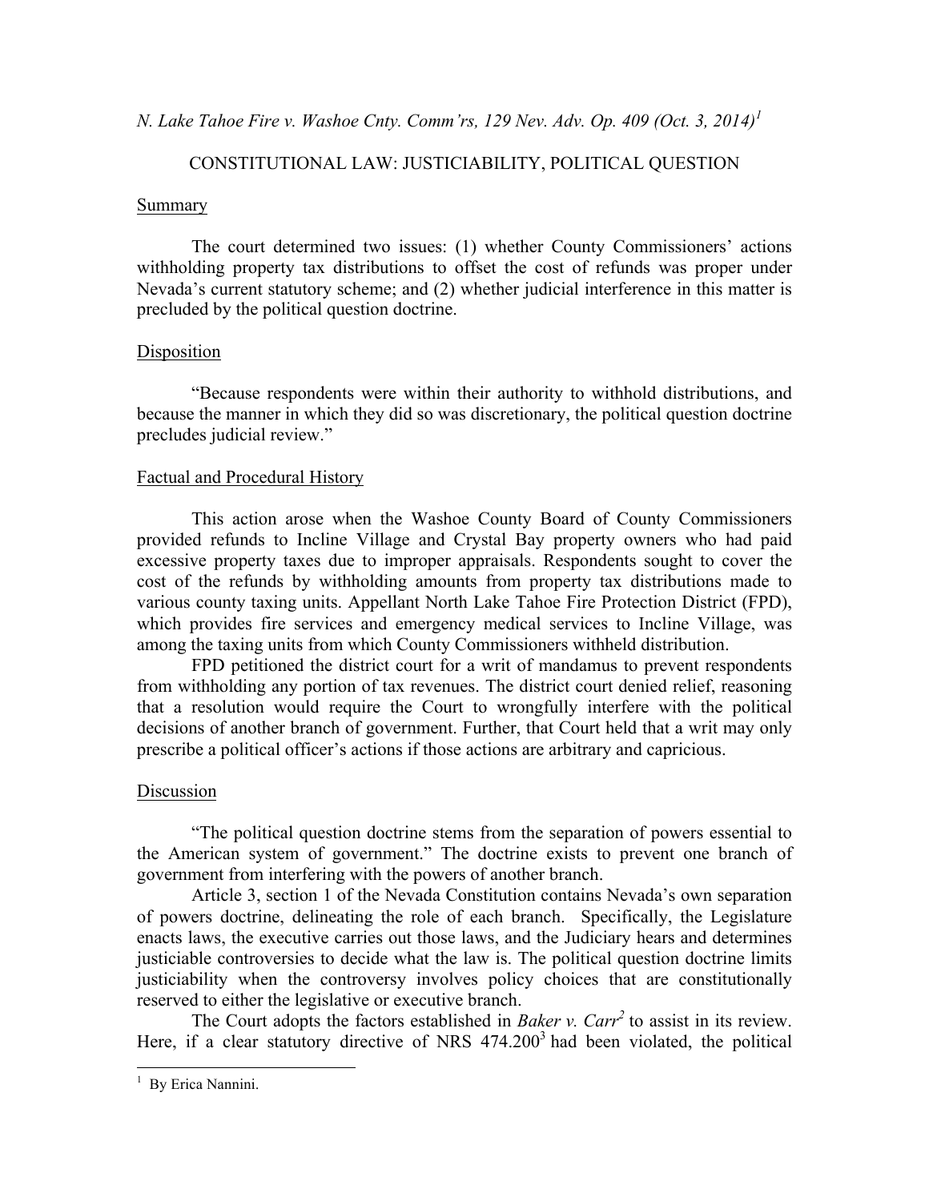*N. Lake Tahoe Fire v. Washoe Cnty. Comm'rs, 129 Nev. Adv. Op. 409 (Oct. 3, 2014)*[1]

CONSTITUTIONAL LAW: JUSTICIABILITY, POLITICAL QUESTION

## Summary

The court determined two issues: (1) whether County Commissioners' actions withholding property tax distributions to offset the cost of refunds was proper under Nevada's current statutory scheme; and (2) whether judicial interference in this matter is precluded by the political question doctrine.

## Disposition

"Because respondents were within their authority to withhold distributions, and because the manner in which they did so was discretionary, the political question doctrine precludes judicial review."

## Factual and Procedural History

This action arose when the Washoe County Board of County Commissioners provided refunds to Incline Village and Crystal Bay property owners who had paid excessive property taxes due to improper appraisals. Respondents sought to cover the cost of the refunds by withholding amounts from property tax distributions made to various county taxing units. Appellant North Lake Tahoe Fire Protection District (FPD), which provides fire services and emergency medical services to Incline Village, was among the taxing units from which County Commissioners withheld distribution.

FPD petitioned the district court for a writ of mandamus to prevent respondents from withholding any portion of tax revenues. The district court denied relief, reasoning that a resolution would require the Court to wrongfully interfere with the political decisions of another branch of government. Further, that Court held that a writ may only prescribe a political officer's actions if those actions are arbitrary and capricious.

## Discussion

"The political question doctrine stems from the separation of powers essential to the American system of government." The doctrine exists to prevent one branch of government from interfering with the powers of another branch.

Article 3, section 1 of the Nevada Constitution contains Nevada's own separation of powers doctrine, delineating the role of each branch. Specifically, the Legislature enacts laws, the executive carries out those laws, and the Judiciary hears and determines justiciable controversies to decide what the law is. The political question doctrine limits justiciability when the controversy involves policy choices that are constitutionally reserved to either the legislative or executive branch.

The Court adopts the factors established in *Baker v. Carr*[2] to assist in its review. Here, if a clear statutory directive of NRS 474.200[3] had been violated, the political

---

[1] By Erica Nannini.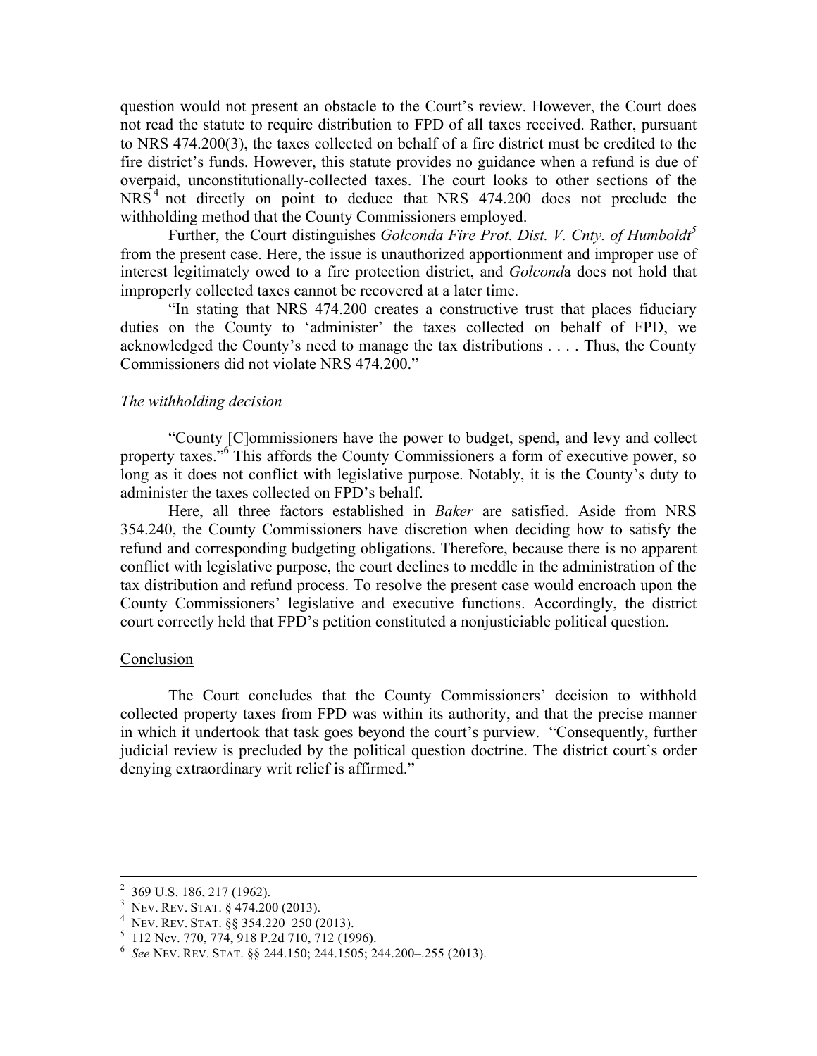question would not present an obstacle to the Court's review. However, the Court does not read the statute to require distribution to FPD of all taxes received. Rather, pursuant to NRS 474.200(3), the taxes collected on behalf of a fire district must be credited to the fire district's funds. However, this statute provides no guidance when a refund is due of overpaid, unconstitutionally-collected taxes. The court looks to other sections of the NRS[4] not directly on point to deduce that NRS 474.200 does not preclude the withholding method that the County Commissioners employed.

Further, the Court distinguishes *Golconda Fire Prot. Dist. V. Cnty. of Humboldt*[5] from the present case. Here, the issue is unauthorized apportionment and improper use of interest legitimately owed to a fire protection district, and *Golconda* does not hold that improperly collected taxes cannot be recovered at a later time.

"In stating that NRS 474.200 creates a constructive trust that places fiduciary duties on the County to 'administer' the taxes collected on behalf of FPD, we acknowledged the County's need to manage the tax distributions . . . . Thus, the County Commissioners did not violate NRS 474.200."

*The withholding decision*

"County [C]ommissioners have the power to budget, spend, and levy and collect property taxes."[6] This affords the County Commissioners a form of executive power, so long as it does not conflict with legislative purpose. Notably, it is the County's duty to administer the taxes collected on FPD's behalf.

Here, all three factors established in *Baker* are satisfied. Aside from NRS 354.240, the County Commissioners have discretion when deciding how to satisfy the refund and corresponding budgeting obligations. Therefore, because there is no apparent conflict with legislative purpose, the court declines to meddle in the administration of the tax distribution and refund process. To resolve the present case would encroach upon the County Commissioners' legislative and executive functions. Accordingly, the district court correctly held that FPD's petition constituted a nonjusticiable political question.

## Conclusion

The Court concludes that the County Commissioners' decision to withhold collected property taxes from FPD was within its authority, and that the precise manner in which it undertook that task goes beyond the court's purview. "Consequently, further judicial review is precluded by the political question doctrine. The district court's order denying extraordinary writ relief is affirmed."

---

[2] 369 U.S. 186, 217 (1962).

[3] NEV. REV. STAT. § 474.200 (2013).

[4] NEV. REV. STAT. §§ 354.220–250 (2013).

[5] 112 Nev. 770, 774, 918 P.2d 710, 712 (1996).

[6] *See* NEV. REV. STAT. §§ 244.150; 244.1505; 244.200–.255 (2013).